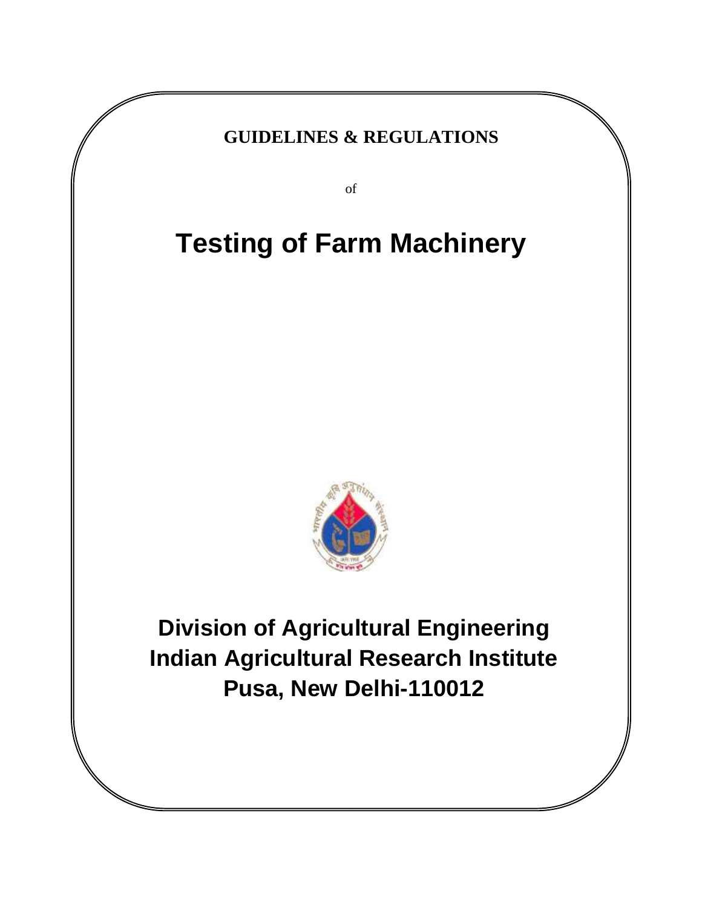**GUIDELINES & REGULATIONS**

of

# Testing of Farm Machinery

## Division of Agricultural Engineering
## Indian Agricultural Research Institute
## Pusa, New Delhi-110012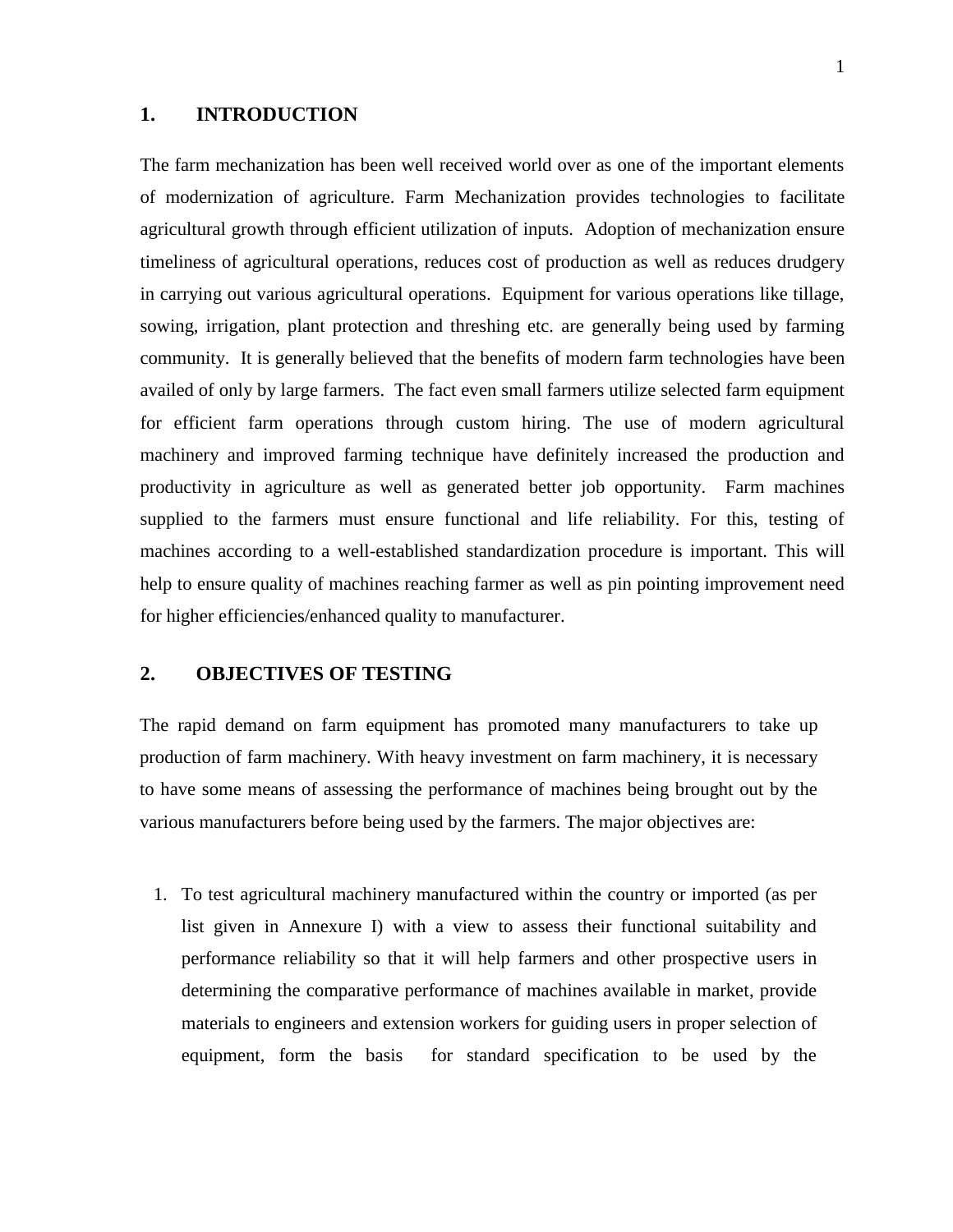## 1. INTRODUCTION

The farm mechanization has been well received world over as one of the important elements of modernization of agriculture. Farm Mechanization provides technologies to facilitate agricultural growth through efficient utilization of inputs. Adoption of mechanization ensure timeliness of agricultural operations, reduces cost of production as well as reduces drudgery in carrying out various agricultural operations. Equipment for various operations like tillage, sowing, irrigation, plant protection and threshing etc. are generally being used by farming community. It is generally believed that the benefits of modern farm technologies have been availed of only by large farmers. The fact even small farmers utilize selected farm equipment for efficient farm operations through custom hiring. The use of modern agricultural machinery and improved farming technique have definitely increased the production and productivity in agriculture as well as generated better job opportunity. Farm machines supplied to the farmers must ensure functional and life reliability. For this, testing of machines according to a well-established standardization procedure is important. This will help to ensure quality of machines reaching farmer as well as pin pointing improvement need for higher efficiencies/enhanced quality to manufacturer.

## 2. OBJECTIVES OF TESTING

The rapid demand on farm equipment has promoted many manufacturers to take up production of farm machinery. With heavy investment on farm machinery, it is necessary to have some means of assessing the performance of machines being brought out by the various manufacturers before being used by the farmers. The major objectives are:

1. To test agricultural machinery manufactured within the country or imported (as per list given in Annexure I) with a view to assess their functional suitability and performance reliability so that it will help farmers and other prospective users in determining the comparative performance of machines available in market, provide materials to engineers and extension workers for guiding users in proper selection of equipment, form the basis for standard specification to be used by the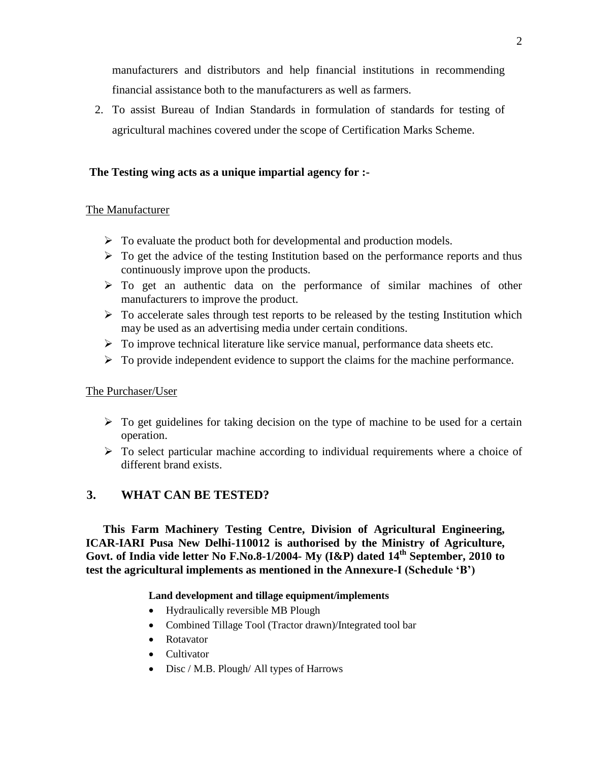manufacturers and distributors and help financial institutions in recommending financial assistance both to the manufacturers as well as farmers.

2. To assist Bureau of Indian Standards in formulation of standards for testing of agricultural machines covered under the scope of Certification Marks Scheme.

**The Testing wing acts as a unique impartial agency for :-**

The Manufacturer

- To evaluate the product both for developmental and production models.
- To get the advice of the testing Institution based on the performance reports and thus continuously improve upon the products.
- To get an authentic data on the performance of similar machines of other manufacturers to improve the product.
- To accelerate sales through test reports to be released by the testing Institution which may be used as an advertising media under certain conditions.
- To improve technical literature like service manual, performance data sheets etc.
- To provide independent evidence to support the claims for the machine performance.

The Purchaser/User

- To get guidelines for taking decision on the type of machine to be used for a certain operation.
- To select particular machine according to individual requirements where a choice of different brand exists.

## 3. WHAT CAN BE TESTED?

**This Farm Machinery Testing Centre, Division of Agricultural Engineering, ICAR-IARI Pusa New Delhi-110012 is authorised by the Ministry of Agriculture, Govt. of India vide letter No F.No.8-1/2004- My (I&P) dated 14th September, 2010 to test the agricultural implements as mentioned in the Annexure-I (Schedule 'B')**

**Land development and tillage equipment/implements**

- Hydraulically reversible MB Plough
- Combined Tillage Tool (Tractor drawn)/Integrated tool bar
- Rotavator
- Cultivator
- Disc / M.B. Plough/ All types of Harrows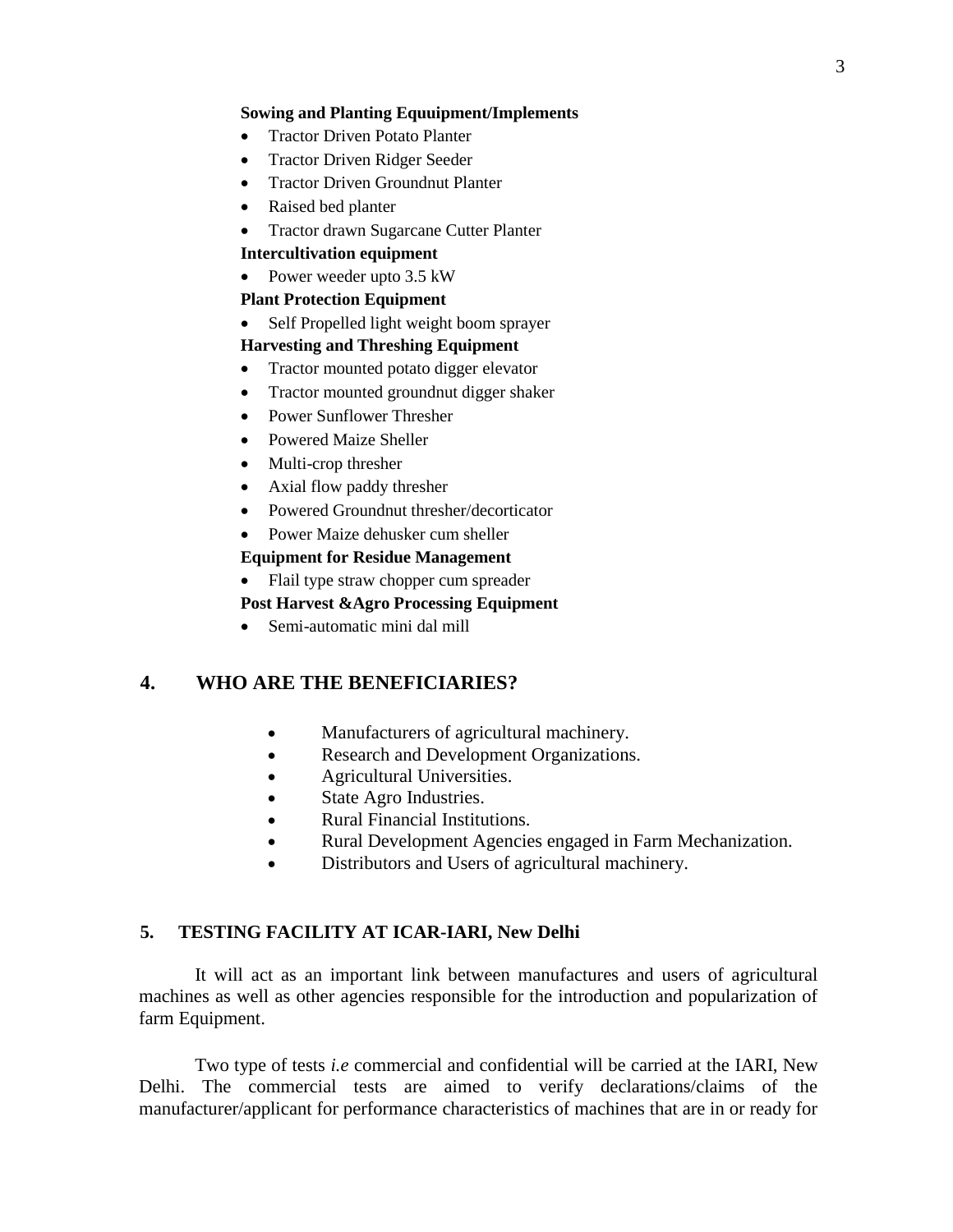**Sowing and Planting Equuipment/Implements**

- Tractor Driven Potato Planter
- Tractor Driven Ridger Seeder
- Tractor Driven Groundnut Planter
- Raised bed planter
- Tractor drawn Sugarcane Cutter Planter

**Intercultivation equipment**

- Power weeder upto 3.5 kW

**Plant Protection Equipment**

- Self Propelled light weight boom sprayer

**Harvesting and Threshing Equipment**

- Tractor mounted potato digger elevator
- Tractor mounted groundnut digger shaker
- Power Sunflower Thresher
- Powered Maize Sheller
- Multi-crop thresher
- Axial flow paddy thresher
- Powered Groundnut thresher/decorticator
- Power Maize dehusker cum sheller

**Equipment for Residue Management**

- Flail type straw chopper cum spreader

**Post Harvest &Agro Processing Equipment**

- Semi-automatic mini dal mill

## 4. WHO ARE THE BENEFICIARIES?

- Manufacturers of agricultural machinery.
- Research and Development Organizations.
- Agricultural Universities.
- State Agro Industries.
- Rural Financial Institutions.
- Rural Development Agencies engaged in Farm Mechanization.
- Distributors and Users of agricultural machinery.

## 5. TESTING FACILITY AT ICAR-IARI, New Delhi

It will act as an important link between manufactures and users of agricultural machines as well as other agencies responsible for the introduction and popularization of farm Equipment.

Two type of tests *i.e* commercial and confidential will be carried at the IARI, New Delhi. The commercial tests are aimed to verify declarations/claims of the manufacturer/applicant for performance characteristics of machines that are in or ready for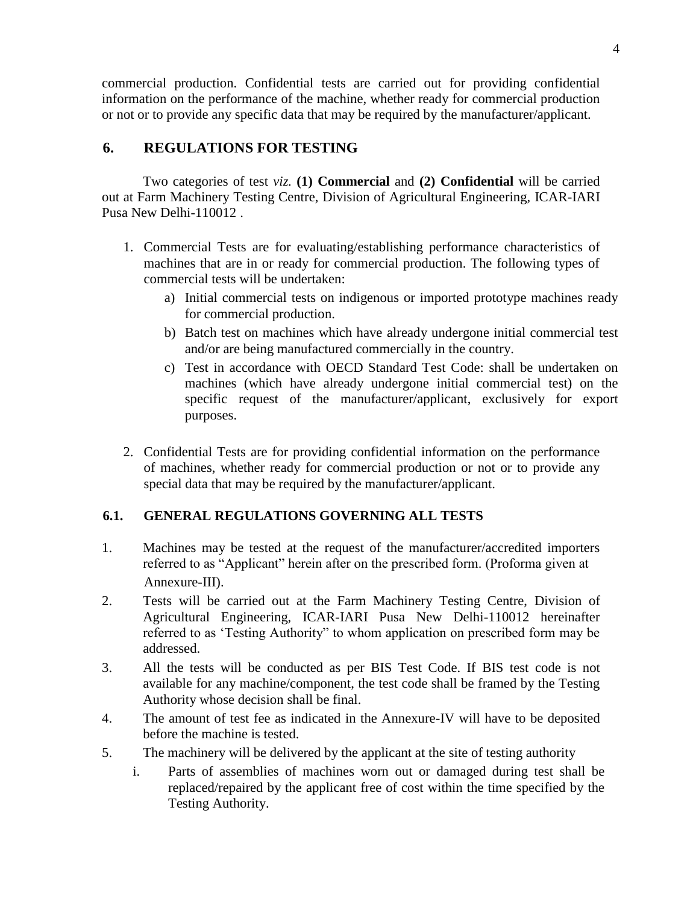commercial production. Confidential tests are carried out for providing confidential information on the performance of the machine, whether ready for commercial production or not or to provide any specific data that may be required by the manufacturer/applicant.

## 6. REGULATIONS FOR TESTING

Two categories of test *viz.* **(1) Commercial** and **(2) Confidential** will be carried out at Farm Machinery Testing Centre, Division of Agricultural Engineering, ICAR-IARI Pusa New Delhi-110012 .

1. Commercial Tests are for evaluating/establishing performance characteristics of machines that are in or ready for commercial production. The following types of commercial tests will be undertaken:
    a) Initial commercial tests on indigenous or imported prototype machines ready for commercial production.
    b) Batch test on machines which have already undergone initial commercial test and/or are being manufactured commercially in the country.
    c) Test in accordance with OECD Standard Test Code: shall be undertaken on machines (which have already undergone initial commercial test) on the specific request of the manufacturer/applicant, exclusively for export purposes.

2. Confidential Tests are for providing confidential information on the performance of machines, whether ready for commercial production or not or to provide any special data that may be required by the manufacturer/applicant.

### 6.1. GENERAL REGULATIONS GOVERNING ALL TESTS

1. Machines may be tested at the request of the manufacturer/accredited importers referred to as "Applicant" herein after on the prescribed form. (Proforma given at Annexure-III).
2. Tests will be carried out at the Farm Machinery Testing Centre, Division of Agricultural Engineering, ICAR-IARI Pusa New Delhi-110012 hereinafter referred to as 'Testing Authority" to whom application on prescribed form may be addressed.
3. All the tests will be conducted as per BIS Test Code. If BIS test code is not available for any machine/component, the test code shall be framed by the Testing Authority whose decision shall be final.
4. The amount of test fee as indicated in the Annexure-IV will have to be deposited before the machine is tested.
5. The machinery will be delivered by the applicant at the site of testing authority
    i. Parts of assemblies of machines worn out or damaged during test shall be replaced/repaired by the applicant free of cost within the time specified by the Testing Authority.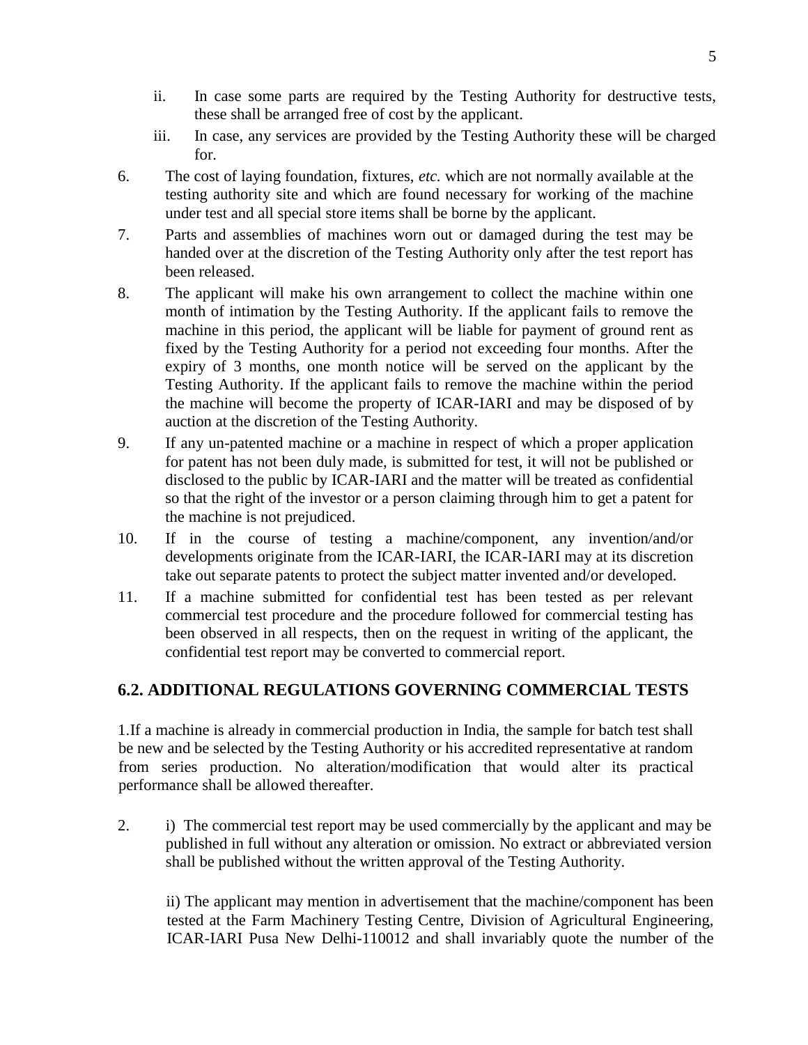ii. In case some parts are required by the Testing Authority for destructive tests, these shall be arranged free of cost by the applicant.

iii. In case, any services are provided by the Testing Authority these will be charged for.

6. The cost of laying foundation, fixtures, *etc.* which are not normally available at the testing authority site and which are found necessary for working of the machine under test and all special store items shall be borne by the applicant.

7. Parts and assemblies of machines worn out or damaged during the test may be handed over at the discretion of the Testing Authority only after the test report has been released.

8. The applicant will make his own arrangement to collect the machine within one month of intimation by the Testing Authority. If the applicant fails to remove the machine in this period, the applicant will be liable for payment of ground rent as fixed by the Testing Authority for a period not exceeding four months. After the expiry of 3 months, one month notice will be served on the applicant by the Testing Authority. If the applicant fails to remove the machine within the period the machine will become the property of ICAR-IARI and may be disposed of by auction at the discretion of the Testing Authority.

9. If any un-patented machine or a machine in respect of which a proper application for patent has not been duly made, is submitted for test, it will not be published or disclosed to the public by ICAR-IARI and the matter will be treated as confidential so that the right of the investor or a person claiming through him to get a patent for the machine is not prejudiced.

10. If in the course of testing a machine/component, any invention/and/or developments originate from the ICAR-IARI, the ICAR-IARI may at its discretion take out separate patents to protect the subject matter invented and/or developed.

11. If a machine submitted for confidential test has been tested as per relevant commercial test procedure and the procedure followed for commercial testing has been observed in all respects, then on the request in writing of the applicant, the confidential test report may be converted to commercial report.

## 6.2. ADDITIONAL REGULATIONS GOVERNING COMMERCIAL TESTS

1.If a machine is already in commercial production in India, the sample for batch test shall be new and be selected by the Testing Authority or his accredited representative at random from series production. No alteration/modification that would alter its practical performance shall be allowed thereafter.

2. i) The commercial test report may be used commercially by the applicant and may be published in full without any alteration or omission. No extract or abbreviated version shall be published without the written approval of the Testing Authority.

ii) The applicant may mention in advertisement that the machine/component has been tested at the Farm Machinery Testing Centre, Division of Agricultural Engineering, ICAR-IARI Pusa New Delhi-110012 and shall invariably quote the number of the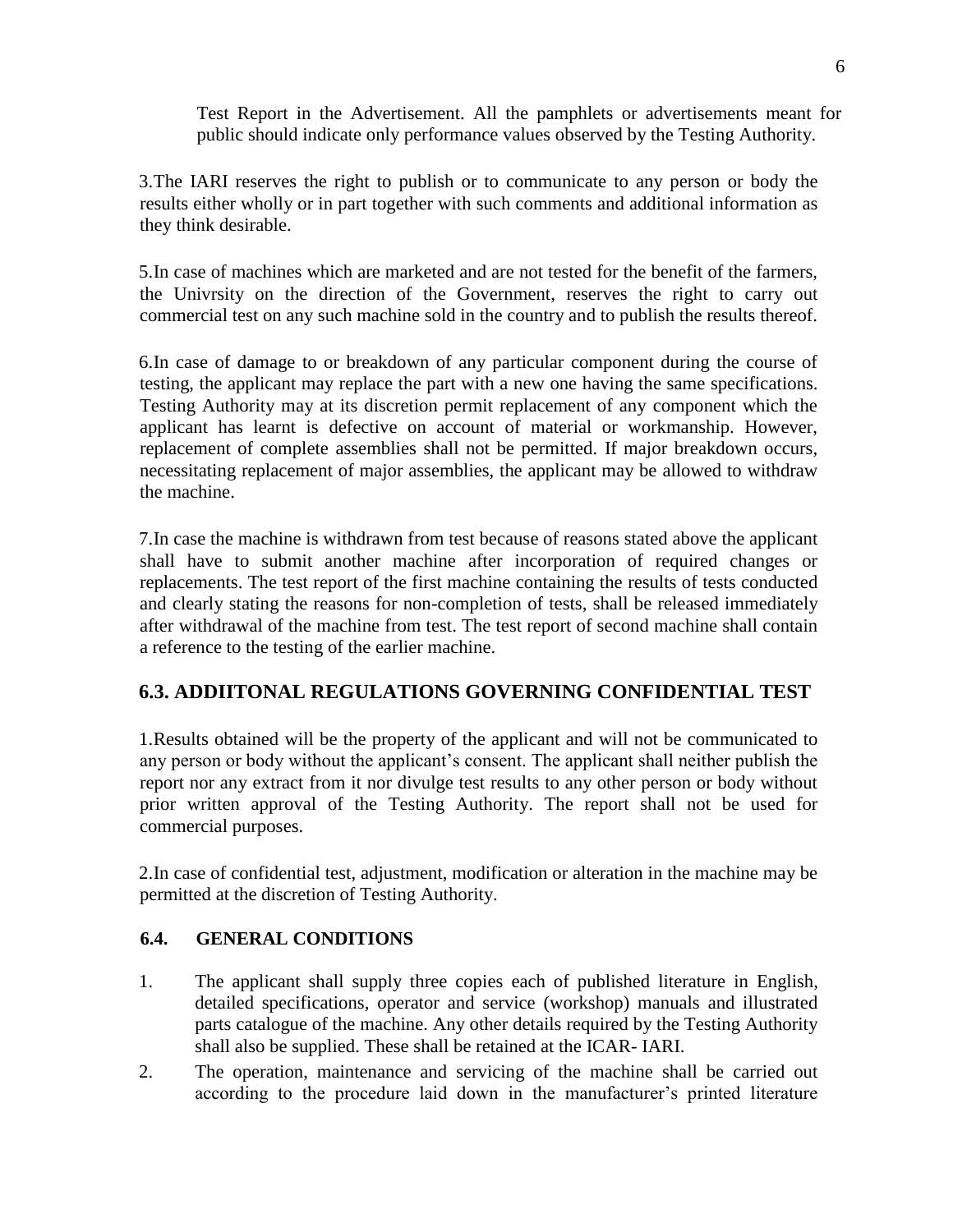Test Report in the Advertisement. All the pamphlets or advertisements meant for public should indicate only performance values observed by the Testing Authority.

3.The IARI reserves the right to publish or to communicate to any person or body the results either wholly or in part together with such comments and additional information as they think desirable.

5.In case of machines which are marketed and are not tested for the benefit of the farmers, the Univrsity on the direction of the Government, reserves the right to carry out commercial test on any such machine sold in the country and to publish the results thereof.

6.In case of damage to or breakdown of any particular component during the course of testing, the applicant may replace the part with a new one having the same specifications. Testing Authority may at its discretion permit replacement of any component which the applicant has learnt is defective on account of material or workmanship. However, replacement of complete assemblies shall not be permitted. If major breakdown occurs, necessitating replacement of major assemblies, the applicant may be allowed to withdraw the machine.

7.In case the machine is withdrawn from test because of reasons stated above the applicant shall have to submit another machine after incorporation of required changes or replacements. The test report of the first machine containing the results of tests conducted and clearly stating the reasons for non-completion of tests, shall be released immediately after withdrawal of the machine from test. The test report of second machine shall contain a reference to the testing of the earlier machine.

## 6.3. ADDIITONAL REGULATIONS GOVERNING CONFIDENTIAL TEST

1.Results obtained will be the property of the applicant and will not be communicated to any person or body without the applicant's consent. The applicant shall neither publish the report nor any extract from it nor divulge test results to any other person or body without prior written approval of the Testing Authority. The report shall not be used for commercial purposes.

2.In case of confidential test, adjustment, modification or alteration in the machine may be permitted at the discretion of Testing Authority.

### 6.4. GENERAL CONDITIONS

1. The applicant shall supply three copies each of published literature in English, detailed specifications, operator and service (workshop) manuals and illustrated parts catalogue of the machine. Any other details required by the Testing Authority shall also be supplied. These shall be retained at the ICAR- IARI.
2. The operation, maintenance and servicing of the machine shall be carried out according to the procedure laid down in the manufacturer's printed literature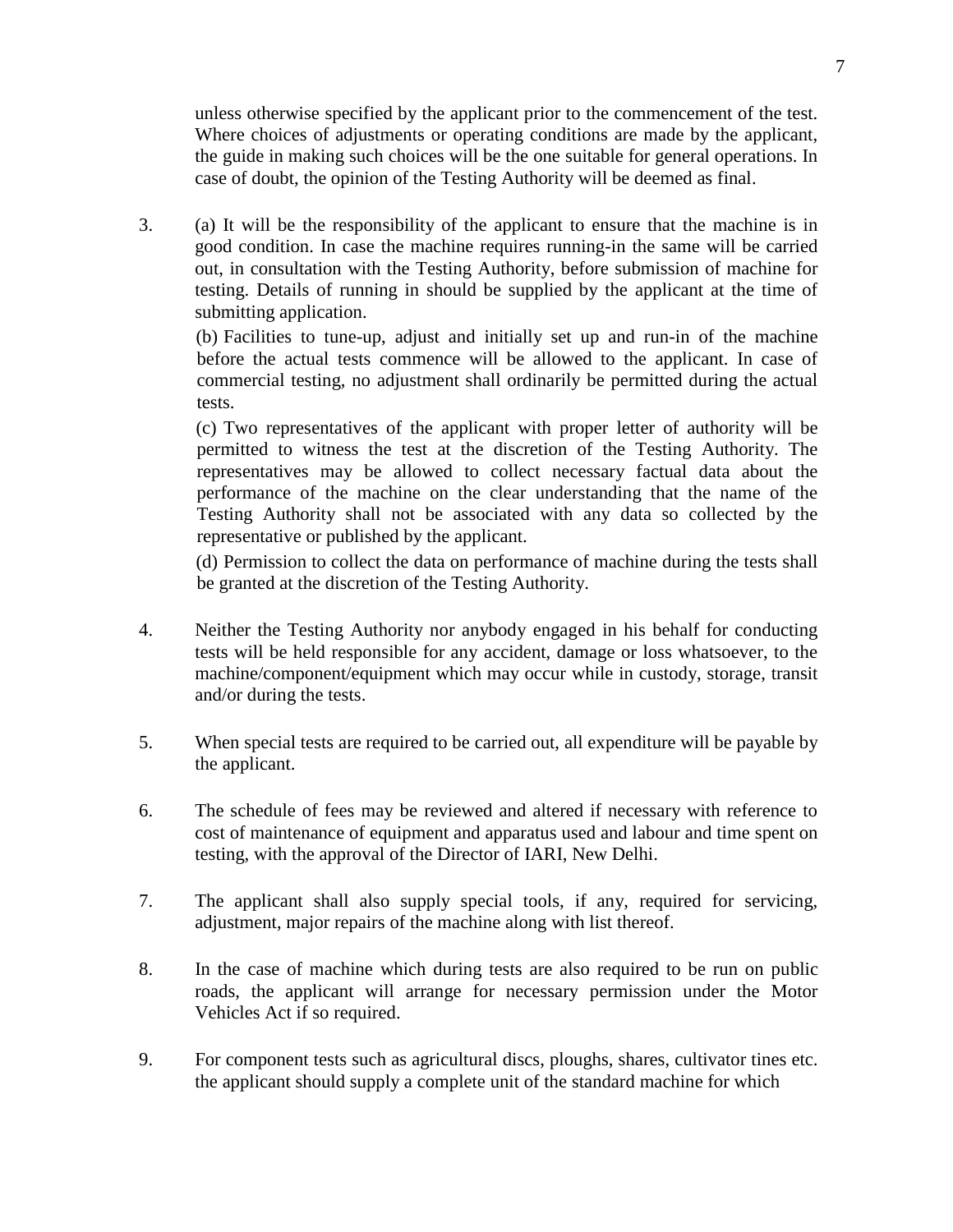unless otherwise specified by the applicant prior to the commencement of the test. Where choices of adjustments or operating conditions are made by the applicant, the guide in making such choices will be the one suitable for general operations. In case of doubt, the opinion of the Testing Authority will be deemed as final.

3. (a) It will be the responsibility of the applicant to ensure that the machine is in good condition. In case the machine requires running-in the same will be carried out, in consultation with the Testing Authority, before submission of machine for testing. Details of running in should be supplied by the applicant at the time of submitting application.

   (b) Facilities to tune-up, adjust and initially set up and run-in of the machine before the actual tests commence will be allowed to the applicant. In case of commercial testing, no adjustment shall ordinarily be permitted during the actual tests.

   (c) Two representatives of the applicant with proper letter of authority will be permitted to witness the test at the discretion of the Testing Authority. The representatives may be allowed to collect necessary factual data about the performance of the machine on the clear understanding that the name of the Testing Authority shall not be associated with any data so collected by the representative or published by the applicant.

   (d) Permission to collect the data on performance of machine during the tests shall be granted at the discretion of the Testing Authority.

4. Neither the Testing Authority nor anybody engaged in his behalf for conducting tests will be held responsible for any accident, damage or loss whatsoever, to the machine/component/equipment which may occur while in custody, storage, transit and/or during the tests.

5. When special tests are required to be carried out, all expenditure will be payable by the applicant.

6. The schedule of fees may be reviewed and altered if necessary with reference to cost of maintenance of equipment and apparatus used and labour and time spent on testing, with the approval of the Director of IARI, New Delhi.

7. The applicant shall also supply special tools, if any, required for servicing, adjustment, major repairs of the machine along with list thereof.

8. In the case of machine which during tests are also required to be run on public roads, the applicant will arrange for necessary permission under the Motor Vehicles Act if so required.

9. For component tests such as agricultural discs, ploughs, shares, cultivator tines etc. the applicant should supply a complete unit of the standard machine for which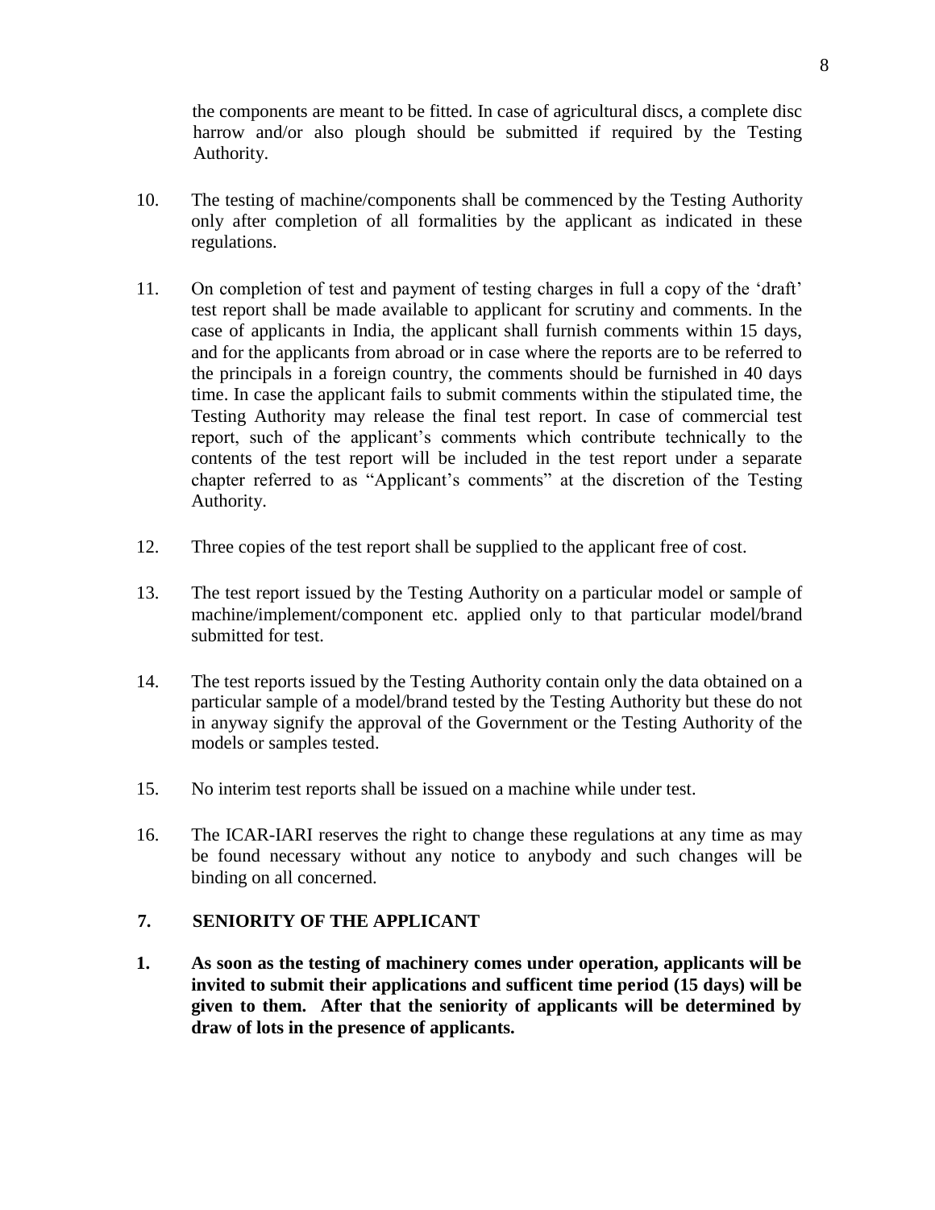the components are meant to be fitted. In case of agricultural discs, a complete disc harrow and/or also plough should be submitted if required by the Testing Authority.

10. The testing of machine/components shall be commenced by the Testing Authority only after completion of all formalities by the applicant as indicated in these regulations.

11. On completion of test and payment of testing charges in full a copy of the 'draft' test report shall be made available to applicant for scrutiny and comments. In the case of applicants in India, the applicant shall furnish comments within 15 days, and for the applicants from abroad or in case where the reports are to be referred to the principals in a foreign country, the comments should be furnished in 40 days time. In case the applicant fails to submit comments within the stipulated time, the Testing Authority may release the final test report. In case of commercial test report, such of the applicant's comments which contribute technically to the contents of the test report will be included in the test report under a separate chapter referred to as "Applicant's comments" at the discretion of the Testing Authority.

12. Three copies of the test report shall be supplied to the applicant free of cost.

13. The test report issued by the Testing Authority on a particular model or sample of machine/implement/component etc. applied only to that particular model/brand submitted for test.

14. The test reports issued by the Testing Authority contain only the data obtained on a particular sample of a model/brand tested by the Testing Authority but these do not in anyway signify the approval of the Government or the Testing Authority of the models or samples tested.

15. No interim test reports shall be issued on a machine while under test.

16. The ICAR-IARI reserves the right to change these regulations at any time as may be found necessary without any notice to anybody and such changes will be binding on all concerned.

## 7. SENIORITY OF THE APPLICANT

**1. As soon as the testing of machinery comes under operation, applicants will be invited to submit their applications and sufficent time period (15 days) will be given to them. After that the seniority of applicants will be determined by draw of lots in the presence of applicants.**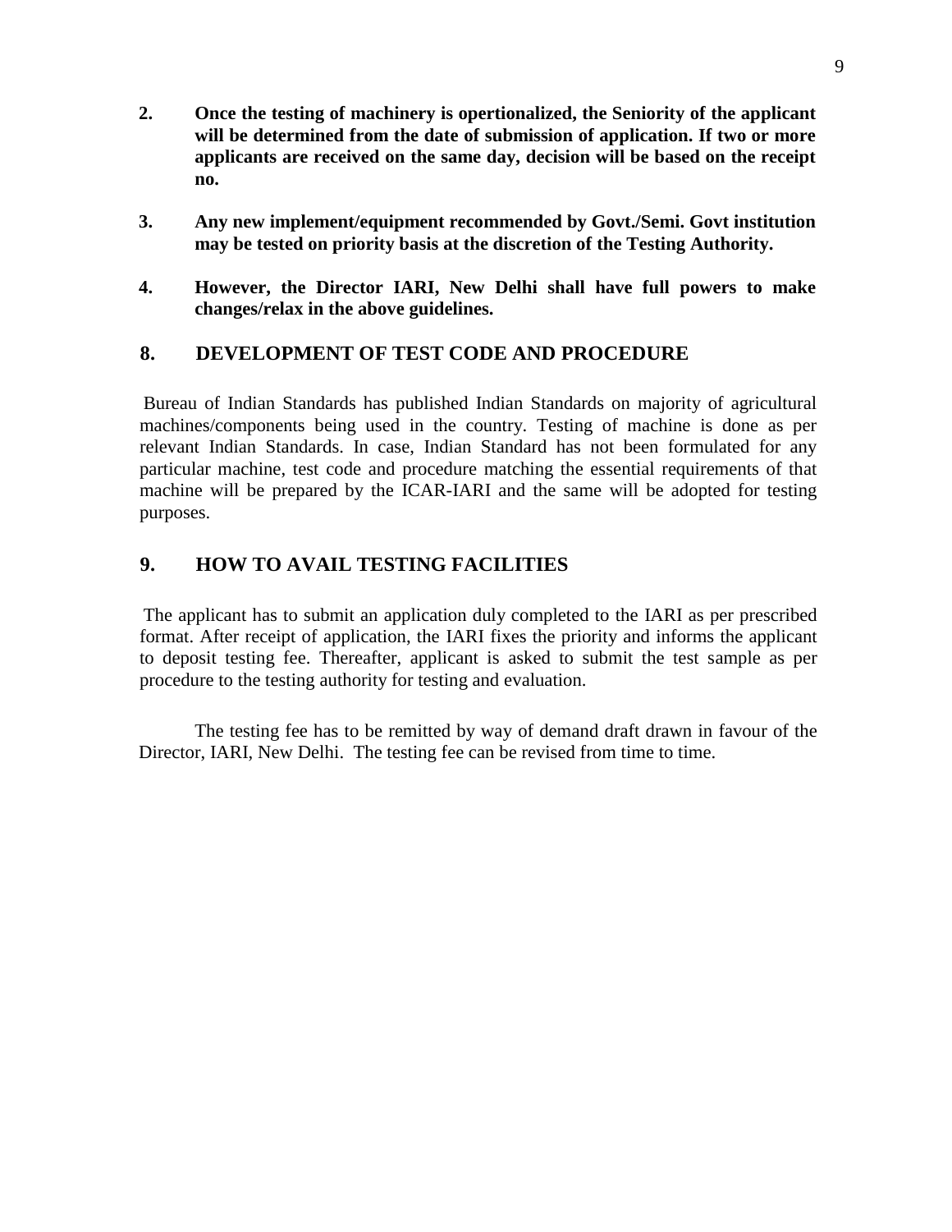**2. Once the testing of machinery is opertionalized, the Seniority of the applicant will be determined from the date of submission of application. If two or more applicants are received on the same day, decision will be based on the receipt no.**

**3. Any new implement/equipment recommended by Govt./Semi. Govt institution may be tested on priority basis at the discretion of the Testing Authority.**

**4. However, the Director IARI, New Delhi shall have full powers to make changes/relax in the above guidelines.**

## 8. DEVELOPMENT OF TEST CODE AND PROCEDURE

Bureau of Indian Standards has published Indian Standards on majority of agricultural machines/components being used in the country. Testing of machine is done as per relevant Indian Standards. In case, Indian Standard has not been formulated for any particular machine, test code and procedure matching the essential requirements of that machine will be prepared by the ICAR-IARI and the same will be adopted for testing purposes.

## 9. HOW TO AVAIL TESTING FACILITIES

The applicant has to submit an application duly completed to the IARI as per prescribed format. After receipt of application, the IARI fixes the priority and informs the applicant to deposit testing fee. Thereafter, applicant is asked to submit the test sample as per procedure to the testing authority for testing and evaluation.

The testing fee has to be remitted by way of demand draft drawn in favour of the Director, IARI, New Delhi. The testing fee can be revised from time to time.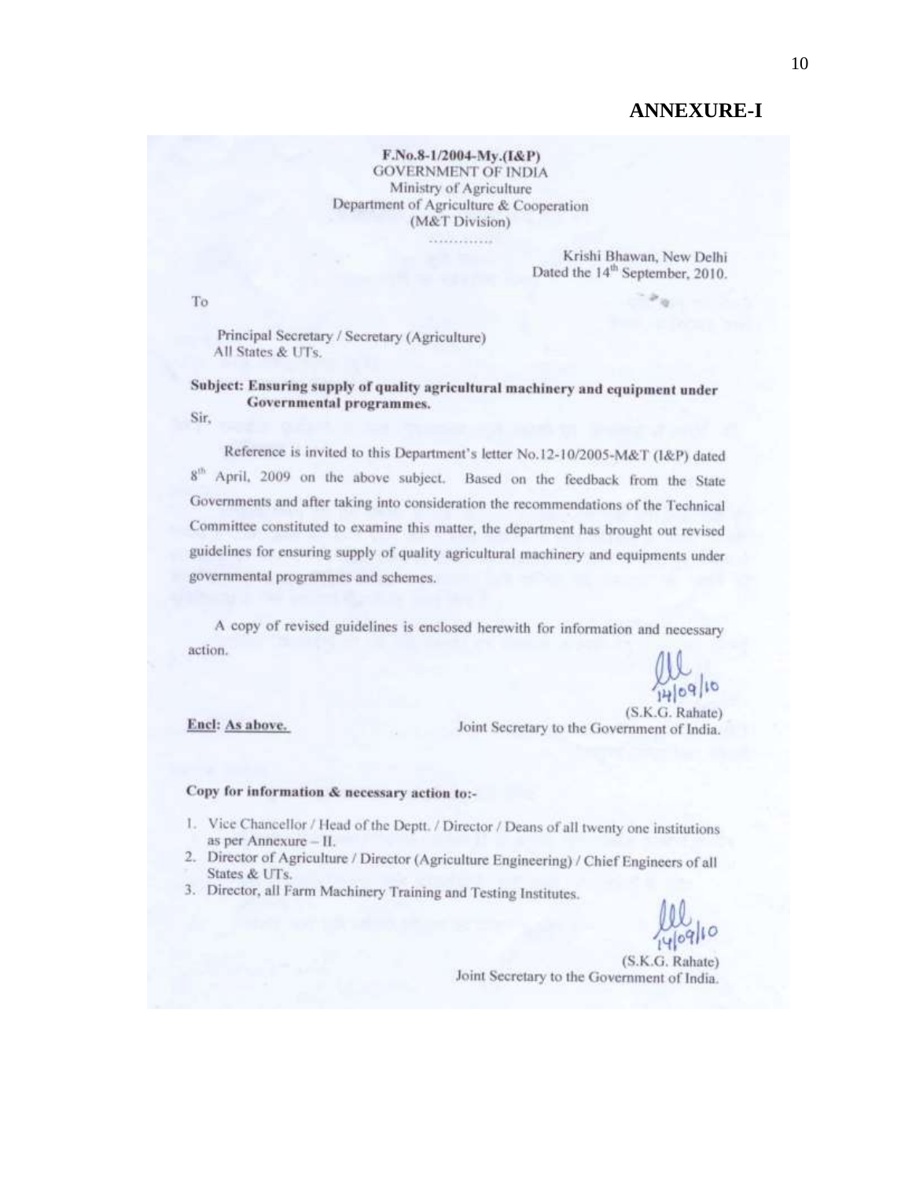# ANNEXURE-I

**F.No.8-1/2004-My.(I&P)**
GOVERNMENT OF INDIA
Ministry of Agriculture
Department of Agriculture & Cooperation
(M&T Division)

............

Krishi Bhawan, New Delhi
Dated the 14th September, 2010.

To

Principal Secretary / Secretary (Agriculture)
All States & UTs.

**Subject: Ensuring supply of quality agricultural machinery and equipment under Governmental programmes.**

Sir,

Reference is invited to this Department's letter No.12-10/2005-M&T (I&P) dated 8th April, 2009 on the above subject. Based on the feedback from the State Governments and after taking into consideration the recommendations of the Technical Committee constituted to examine this matter, the department has brought out revised guidelines for ensuring supply of quality agricultural machinery and equipments under governmental programmes and schemes.

A copy of revised guidelines is enclosed herewith for information and necessary action.

14/09/10
(S.K.G. Rahate)
Joint Secretary to the Government of India.

Encl: As above.

**Copy for information & necessary action to:-**

1. Vice Chancellor / Head of the Deptt. / Director / Deans of all twenty one institutions as per Annexure – II.
2. Director of Agriculture / Director (Agriculture Engineering) / Chief Engineers of all States & UTs.
3. Director, all Farm Machinery Training and Testing Institutes.

14/09/10
(S.K.G. Rahate)
Joint Secretary to the Government of India.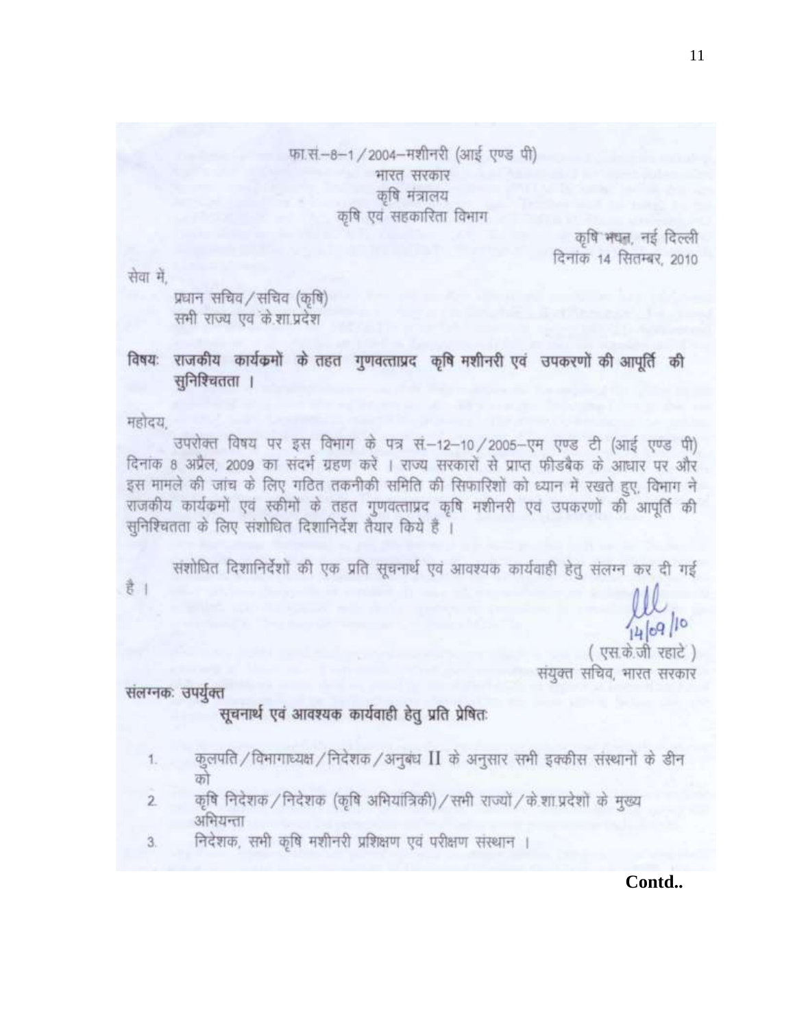फा.सं.–8–1 / 2004–मशीनरी (आई एण्ड पी)
भारत सरकार
कृषि मंत्रालय
कृषि एवं सहकारिता विभाग

कृषि भवन, नई दिल्ली
दिनांक 14 सितम्बर, 2010

सेवा में,

प्रधान सचिव / सचिव (कृषि)
सभी राज्य एव के.शा.प्रदेश

**विषयः राजकीय कार्यक्रमों के तहत गुणवत्ताप्रद कृषि मशीनरी एवं उपकरणों की आपूर्ति की सुनिश्चितता ।**

महोदय,

उपरोक्त विषय पर इस विभाग के पत्र सं.–12–10 / 2005–एम एण्ड टी (आई एण्ड पी) दिनांक 8 अप्रैल, 2009 का संदर्भ ग्रहण करें । राज्य सरकारों से प्राप्त फीडबैक के आधार पर और इस मामले की जांच के लिए गठित तकनीकी समिति की सिफारिशों को ध्यान में रखते हुए, विभाग ने राजकीय कार्यक्रमों एवं स्कीमों के तहत गुणवत्ताप्रद कृषि मशीनरी एवं उपकरणों की आपूर्ति की सुनिश्चितता के लिए संशोधित दिशानिर्देश तैयार किये हैं ।

संशोधित दिशानिर्देशों की एक प्रति सूचनार्थ एवं आवश्यक कार्यवाही हेतु संलग्न कर दी गई है ।

14/09/10

( एस.के.जी रहाटे )
संयुक्त सचिव, भारत सरकार

संलग्नकः उपर्युक्त

**सूचनार्थ एवं आवश्यक कार्यवाही हेतु प्रति प्रेषितः**

1. कुलपति / विभागाध्यक्ष / निदेशक / अनुबंध II के अनुसार सभी इक्कीस संस्थानों के डीन को
2. कृषि निदेशक / निदेशक (कृषि अभियांत्रिकी) / सभी राज्यों / के.शा.प्रदेशों के मुख्य अभियन्ता
3. निदेशक, सभी कृषि मशीनरी प्रशिक्षण एवं परीक्षण संस्थान ।

**Contd..**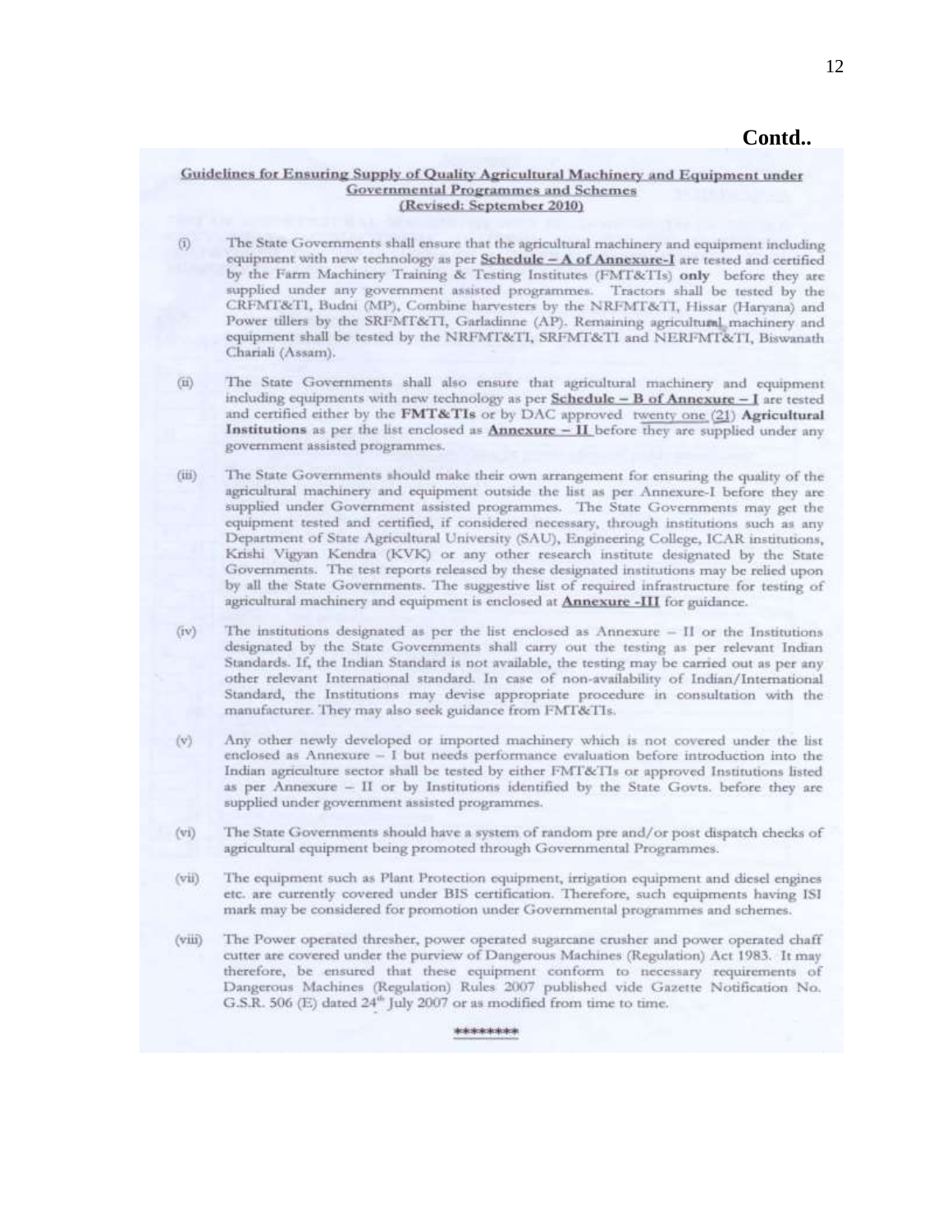**Contd..**

**Guidelines for Ensuring Supply of Quality Agricultural Machinery and Equipment under Governmental Programmes and Schemes**
**(Revised: September 2010)**

(i) The State Governments shall ensure that the agricultural machinery and equipment including equipment with new technology as per **Schedule – A of Annexure-I** are tested and certified by the Farm Machinery Training & Testing Institutes (FMT&TIs) **only** before they are supplied under any government assisted programmes. Tractors shall be tested by the CRFMT&TI, Budni (MP), Combine harvesters by the NRFMT&TI, Hissar (Haryana) and Power tillers by the SRFMT&TI, Garladinne (AP). Remaining agricultural machinery and equipment shall be tested by the NRFMT&TI, SRFMT&TI and NERFMT&TI, Biswanath Chariali (Assam).

(ii) The State Governments shall also ensure that agricultural machinery and equipment including equipments with new technology as per **Schedule – B of Annexure – I** are tested and certified either by the **FMT&TIs** or by DAC approved twenty one (21) **Agricultural Institutions** as per the list enclosed as **Annexure – II** before they are supplied under any government assisted programmes.

(iii) The State Governments should make their own arrangement for ensuring the quality of the agricultural machinery and equipment outside the list as per Annexure-I before they are supplied under Government assisted programmes. The State Governments may get the equipment tested and certified, if considered necessary, through institutions such as any Department of State Agricultural University (SAU), Engineering College, ICAR institutions, Krishi Vigyan Kendra (KVK) or any other research institute designated by the State Governments. The test reports released by these designated institutions may be relied upon by all the State Governments. The suggestive list of required infrastructure for testing of agricultural machinery and equipment is enclosed at **Annexure -III** for guidance.

(iv) The institutions designated as per the list enclosed as Annexure – II or the Institutions designated by the State Governments shall carry out the testing as per relevant Indian Standards. If, the Indian Standard is not available, the testing may be carried out as per any other relevant International standard. In case of non-availability of Indian/International Standard, the Institutions may devise appropriate procedure in consultation with the manufacturer. They may also seek guidance from FMT&TIs.

(v) Any other newly developed or imported machinery which is not covered under the list enclosed as Annexure – I but needs performance evaluation before introduction into the Indian agriculture sector shall be tested by either FMT&TIs or approved Institutions listed as per Annexure – II or by Institutions identified by the State Govts. before they are supplied under government assisted programmes.

(vi) The State Governments should have a system of random pre and/or post dispatch checks of agricultural equipment being promoted through Governmental Programmes.

(vii) The equipment such as Plant Protection equipment, irrigation equipment and diesel engines etc. are currently covered under BIS certification. Therefore, such equipments having ISI mark may be considered for promotion under Governmental programmes and schemes.

(viii) The Power operated thresher, power operated sugarcane crusher and power operated chaff cutter are covered under the purview of Dangerous Machines (Regulation) Act 1983. It may therefore, be ensured that these equipment conform to necessary requirements of Dangerous Machines (Regulation) Rules 2007 published vide Gazette Notification No. G.S.R. 506 (E) dated 24th July 2007 or as modified from time to time.

********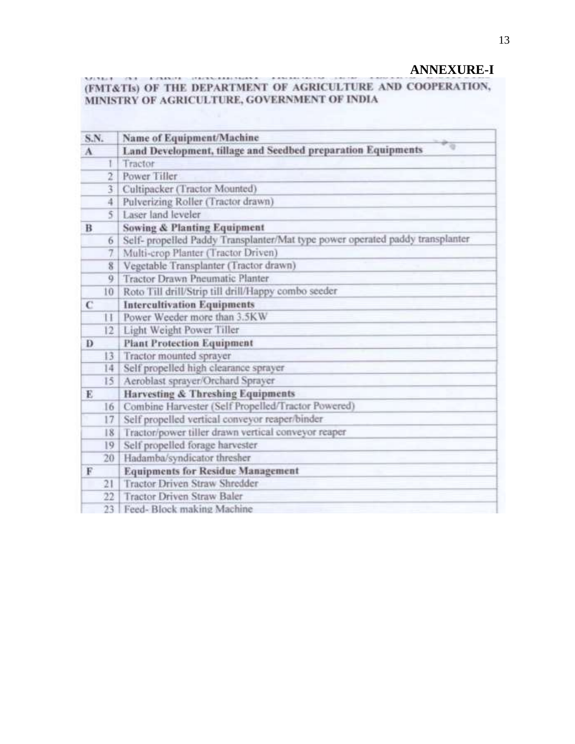**ANNEXURE-I**

(FMT&TIs) OF THE DEPARTMENT OF AGRICULTURE AND COOPERATION, MINISTRY OF AGRICULTURE, GOVERNMENT OF INDIA

| S.N. | Name of Equipment/Machine |
|---|---|
| A | **Land Development, tillage and Seedbed preparation Equipments** |
| 1 | Tractor |
| 2 | Power Tiller |
| 3 | Cultipacker (Tractor Mounted) |
| 4 | Pulverizing Roller (Tractor drawn) |
| 5 | Laser land leveler |
| B | **Sowing & Planting Equipment** |
| 6 | Self- propelled Paddy Transplanter/Mat type power operated paddy transplanter |
| 7 | Multi-crop Planter (Tractor Driven) |
| 8 | Vegetable Transplanter (Tractor drawn) |
| 9 | Tractor Drawn Pneumatic Planter |
| 10 | Roto Till drill/Strip till drill/Happy combo seeder |
| C | **Intercultivation Equipments** |
| 11 | Power Weeder more than 3.5KW |
| 12 | Light Weight Power Tiller |
| D | **Plant Protection Equipment** |
| 13 | Tractor mounted sprayer |
| 14 | Self propelled high clearance sprayer |
| 15 | Aeroblast sprayer/Orchard Sprayer |
| E | **Harvesting & Threshing Equipments** |
| 16 | Combine Harvester (Self Propelled/Tractor Powered) |
| 17 | Self propelled vertical conveyor reaper/binder |
| 18 | Tractor/power tiller drawn vertical conveyor reaper |
| 19 | Self propelled forage harvester |
| 20 | Hadamba/syndicator thresher |
| F | **Equipments for Residue Management** |
| 21 | Tractor Driven Straw Shredder |
| 22 | Tractor Driven Straw Baler |
| 23 | Feed- Block making Machine |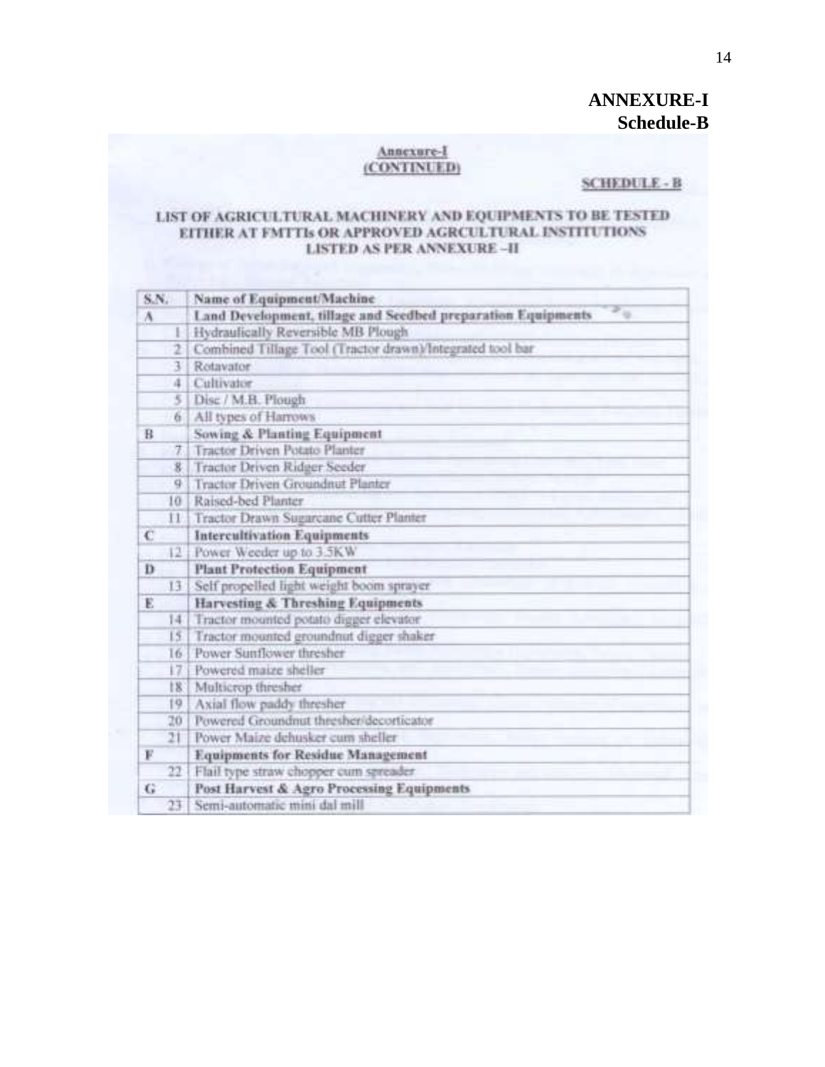**ANNEXURE-I**
**Schedule-B**

Annexure-I
(CONTINUED)

SCHEDULE - B

### LIST OF AGRICULTURAL MACHINERY AND EQUIPMENTS TO BE TESTED EITHER AT FMTTIs OR APPROVED AGRCULTURAL INSTITUTIONS LISTED AS PER ANNEXURE –II

| S.N. | | Name of Equipment/Machine |
|---|---|---|
| A | | **Land Development, tillage and Seedbed preparation Equipments** |
| | 1 | Hydraulically Reversible MB Plough |
| | 2 | Combined Tillage Tool (Tractor drawn)/Integrated tool bar |
| | 3 | Rotavator |
| | 4 | Cultivator |
| | 5 | Disc / M.B. Plough |
| | 6 | All types of Harrows |
| B | | **Sowing & Planting Equipment** |
| | 7 | Tractor Driven Potato Planter |
| | 8 | Tractor Driven Ridger Seeder |
| | 9 | Tractor Driven Groundnut Planter |
| | 10 | Raised-bed Planter |
| | 11 | Tractor Drawn Sugarcane Cutter Planter |
| C | | **Intercultivation Equipments** |
| | 12 | Power Weeder up to 3.5KW |
| D | | **Plant Protection Equipment** |
| | 13 | Self propelled light weight boom sprayer |
| E | | **Harvesting & Threshing Equipments** |
| | 14 | Tractor mounted potato digger elevator |
| | 15 | Tractor mounted groundnut digger shaker |
| | 16 | Power Sunflower thresher |
| | 17 | Powered maize sheller |
| | 18 | Multicrop thresher |
| | 19 | Axial flow paddy thresher |
| | 20 | Powered Groundnut thresher/decorticator |
| | 21 | Power Maize dehusker cum sheller |
| F | | **Equipments for Residue Management** |
| | 22 | Flail type straw chopper cum spreader |
| G | | **Post Harvest & Agro Processing Equipments** |
| | 23 | Semi-automatic mini dal mill |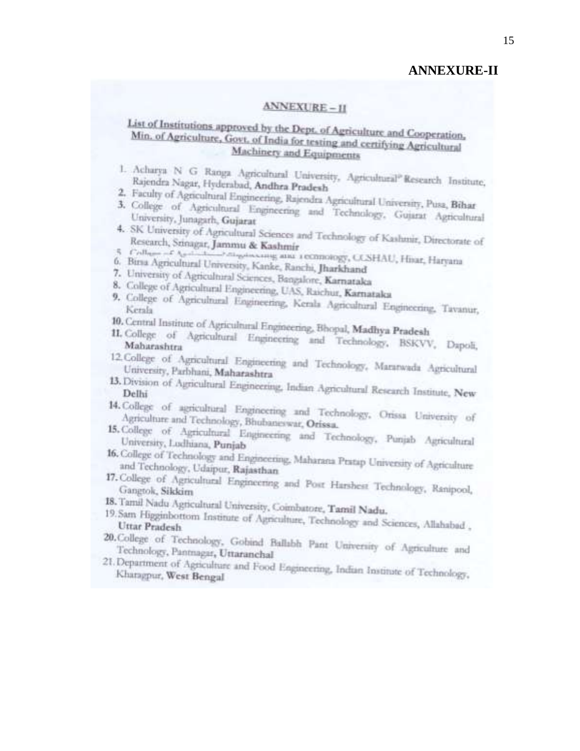# ANNEXURE-II

## ANNEXURE – II

**List of Institutions approved by the Dept. of Agriculture and Cooperation, Min. of Agriculture, Govt. of India for testing and certifying Agricultural Machinery and Equipments**

1. Acharya N G Ranga Agricultural University, Agricultural Research Institute, Rajendra Nagar, Hyderabad, **Andhra Pradesh**
2. Faculty of Agricultural Engineering, Rajendra Agricultural University, Pusa, **Bihar**
3. College of Agricultural Engineering and Technology, Gujarat Agricultural University, Junagarh, **Gujarat**
4. SK University of Agricultural Sciences and Technology of Kashmir, Directorate of Research, Srinagar, **Jammu & Kashmir**
5. College of Agricultural Engineering and Technology, CCSHAU, Hisar, Haryana
6. Birsa Agricultural University, Kanke, Ranchi, **Jharkhand**
7. University of Agricultural Sciences, Bangalore, **Karnataka**
8. College of Agricultural Engineering, UAS, Raichur, **Karnataka**
9. College of Agricultural Engineering, Kerala Agricultural Engineering, Tavanur, Kerala
10. Central Institute of Agricultural Engineering, Bhopal, **Madhya Pradesh**
11. College of Agricultural Engineering and Technology, BSKVV, Dapoli, **Maharashtra**
12. College of Agricultural Engineering and Technology, Marathwada Agricultural University, Parbhani, **Maharashtra**
13. Division of Agricultural Engineering, Indian Agricultural Research Institute, **New Delhi**
14. College of agricultural Engineering and Technology, Orissa University of Agriculture and Technology, Bhubaneswar, **Orissa.**
15. College of Agricultural Engineering and Technology, Punjab Agricultural University, Ludhiana, **Punjab**
16. College of Technology and Engineering, Maharana Pratap University of Agriculture and Technology, Udaipur, **Rajasthan**
17. College of Agricultural Engineering and Post Harvest Technology, Ranipool, Gangtok, **Sikkim**
18. Tamil Nadu Agricultural University, Coimbatore, **Tamil Nadu.**
19. Sam Higginbottom Institute of Agriculture, Technology and Sciences, Allahabad, **Uttar Pradesh**
20. College of Technology, Gobind Ballabh Pant University of Agriculture and Technology, Pantnagar, **Uttaranchal**
21. Department of Agriculture and Food Engineering, Indian Institute of Technology, Kharagpur, **West Bengal**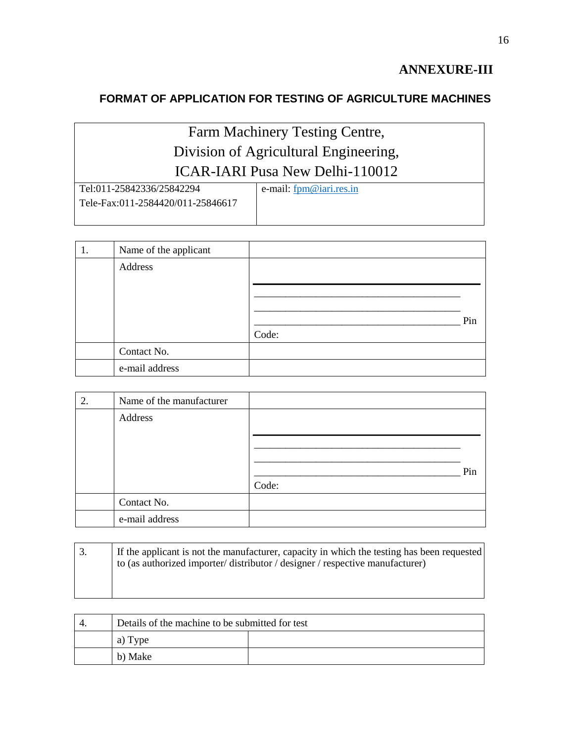## ANNEXURE-III

### FORMAT OF APPLICATION FOR TESTING OF AGRICULTURE MACHINES

| Farm Machinery Testing Centre, Division of Agricultural Engineering, ICAR-IARI Pusa New Delhi-110012 | |
|---|---|
| Tel:011-25842336/25842294<br>Tele-Fax:011-2584420/011-25846617 | e-mail: fpm@iari.res.in |

| 1. | Name of the applicant | |
|---|---|---|
| | Address | ______________________________________<br>______________________________________<br>______________________________________ Pin Code: |
| | Contact No. | |
| | e-mail address | |

| 2. | Name of the manufacturer | |
|---|---|---|
| | Address | ______________________________________<br>______________________________________<br>______________________________________ Pin Code: |
| | Contact No. | |
| | e-mail address | |

| 3. | If the applicant is not the manufacturer, capacity in which the testing has been requested to (as authorized importer/ distributor / designer / respective manufacturer) |
|---|---|

| 4. | Details of the machine to be submitted for test | |
|---|---|---|
| | a) Type | |
| | b) Make | |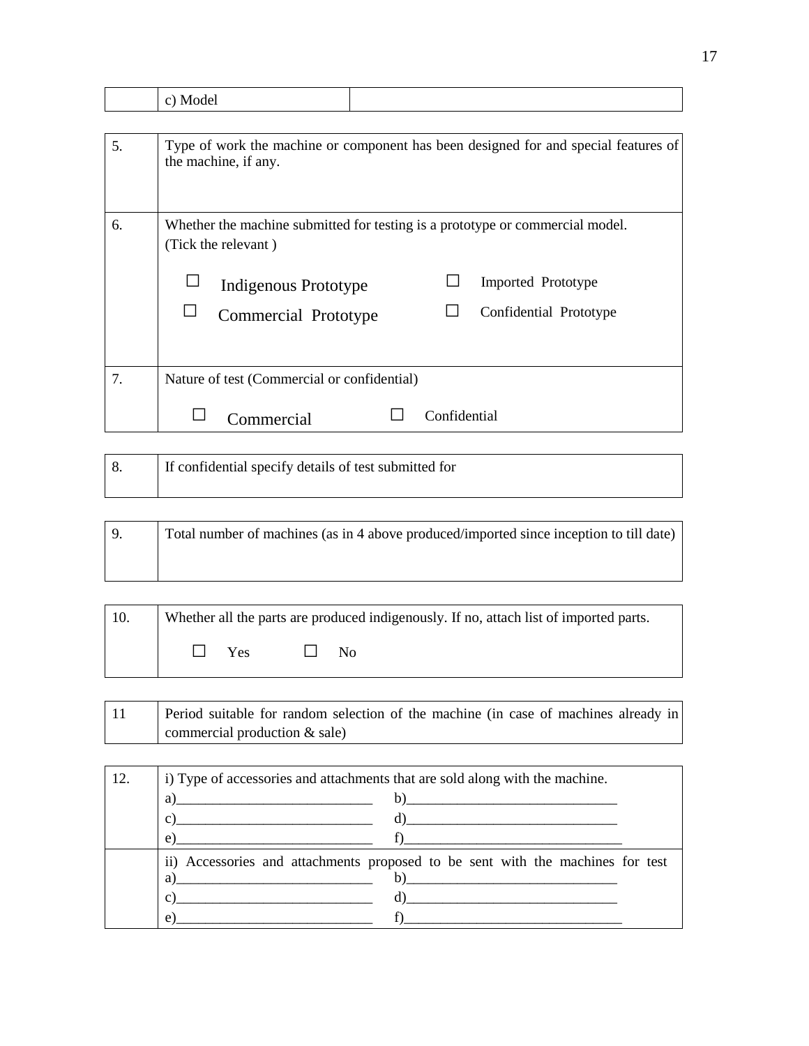| | c) Model | |
|---|---|---|

| | |
|---|---|
| 5. | Type of work the machine or component has been designed for and special features of the machine, if any. |
| 6. | Whether the machine submitted for testing is a prototype or commercial model. (Tick the relevant )<br><br>☐ Indigenous Prototype ☐ Imported Prototype<br>☐ Commercial Prototype ☐ Confidential Prototype |
| 7. | Nature of test (Commercial or confidential)<br><br>☐ Commercial ☐ Confidential |

| | |
|---|---|
| 8. | If confidential specify details of test submitted for |

| | |
|---|---|
| 9. | Total number of machines (as in 4 above produced/imported since inception to till date) |

| | |
|---|---|
| 10. | Whether all the parts are produced indigenously. If no, attach list of imported parts.<br><br>☐ Yes ☐ No |

| | |
|---|---|
| 11 | Period suitable for random selection of the machine (in case of machines already in commercial production & sale) |

| | |
|---|---|
| 12. | i) Type of accessories and attachments that are sold along with the machine.<br>a)___________________________ b)_____________________________<br>c)___________________________ d)_____________________________<br>e)___________________________ f)______________________________ |
| | ii) Accessories and attachments proposed to be sent with the machines for test<br>a)___________________________ b)_____________________________<br>c)___________________________ d)_____________________________<br>e)___________________________ f)______________________________ |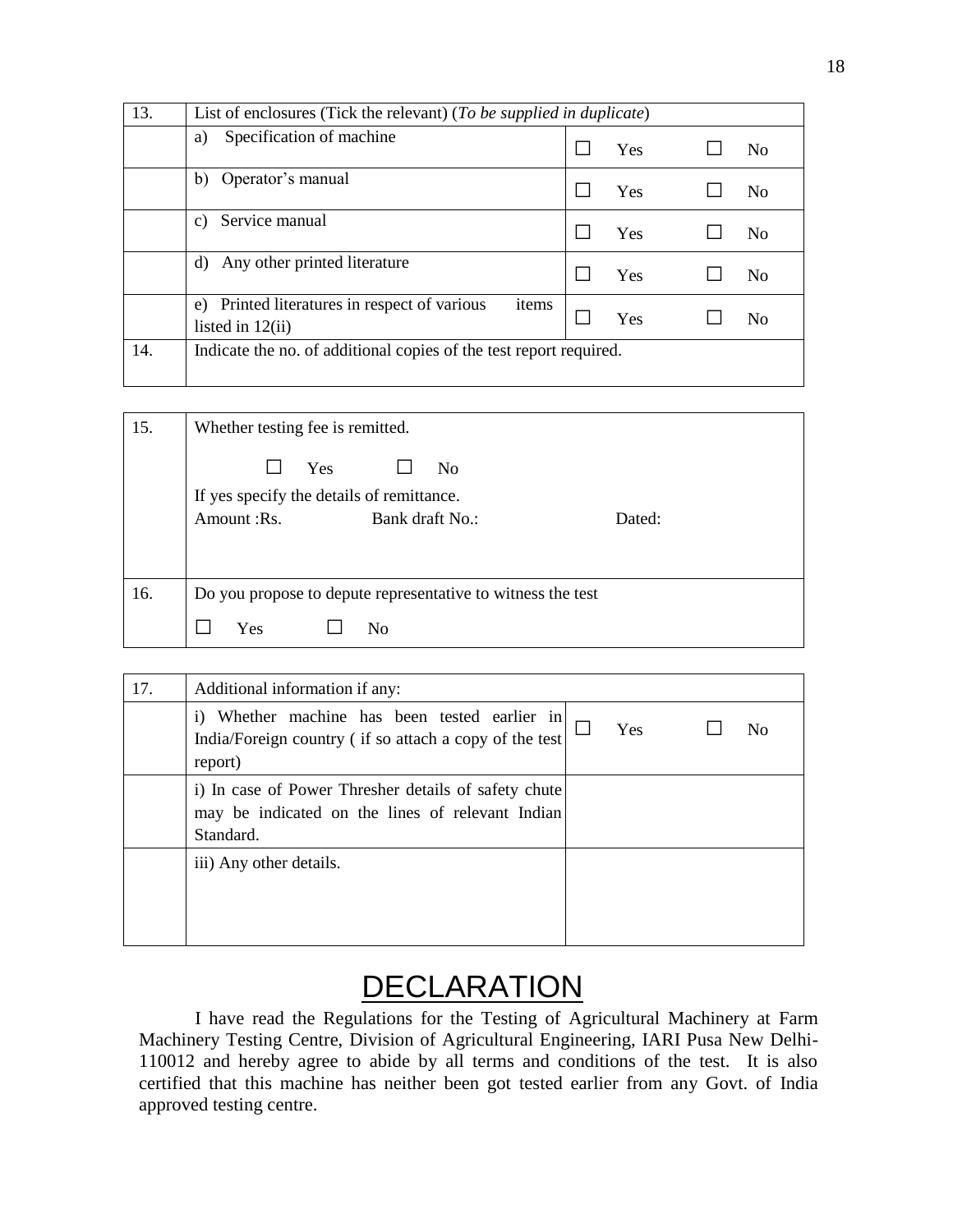| 13. | List of enclosures (Tick the relevant) (*To be supplied in duplicate*) | | |
|---|---|---|---|
| | a) Specification of machine | ☐ Yes | ☐ No |
| | b) Operator's manual | ☐ Yes | ☐ No |
| | c) Service manual | ☐ Yes | ☐ No |
| | d) Any other printed literature | ☐ Yes | ☐ No |
| | e) Printed literatures in respect of various items listed in 12(ii) | ☐ Yes | ☐ No |
| 14. | Indicate the no. of additional copies of the test report required. | | |

| 15. | Whether testing fee is remitted.<br><br>☐ Yes ☐ No<br><br>If yes specify the details of remittance.<br>Amount :Rs. Bank draft No.: Dated: |
|---|---|
| 16. | Do you propose to depute representative to witness the test<br><br>☐ Yes ☐ No |

| 17. | Additional information if any: | | |
|---|---|---|---|
| | i) Whether machine has been tested earlier in India/Foreign country ( if so attach a copy of the test report) | ☐ Yes | ☐ No |
| | i) In case of Power Thresher details of safety chute may be indicated on the lines of relevant Indian Standard. | | |
| | iii) Any other details. | | |

# DECLARATION

I have read the Regulations for the Testing of Agricultural Machinery at Farm Machinery Testing Centre, Division of Agricultural Engineering, IARI Pusa New Delhi-110012 and hereby agree to abide by all terms and conditions of the test. It is also certified that this machine has neither been got tested earlier from any Govt. of India approved testing centre.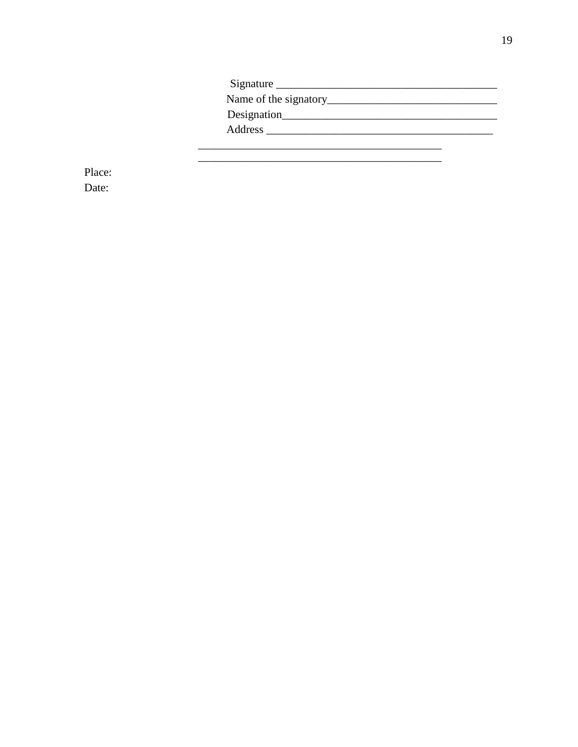Signature _______________________________________

Name of the signatory______________________________

Designation_______________________________________

Address _________________________________________

___________________________________________

___________________________________________

Place:

Date: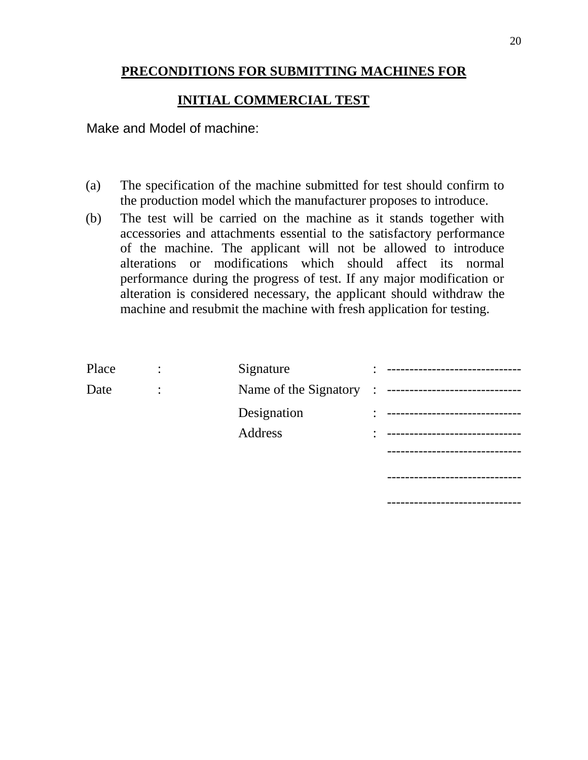# PRECONDITIONS FOR SUBMITTING MACHINES FOR INITIAL COMMERCIAL TEST

Make and Model of machine:

(a) The specification of the machine submitted for test should confirm to the production model which the manufacturer proposes to introduce.

(b) The test will be carried on the machine as it stands together with accessories and attachments essential to the satisfactory performance of the machine. The applicant will not be allowed to introduce alterations or modifications which should affect its normal performance during the progress of test. If any major modification or alteration is considered necessary, the applicant should withdraw the machine and resubmit the machine with fresh application for testing.

| | | | | |
|---|---|---|---|---|
| Place | : | Signature | : | ------------------------------ |
| Date | : | Name of the Signatory | : | ------------------------------ |
| | | Designation | : | ------------------------------ |
| | | Address | : | ------------------------------ |
| | | | | ------------------------------ |
| | | | | ------------------------------ |
| | | | | ------------------------------ |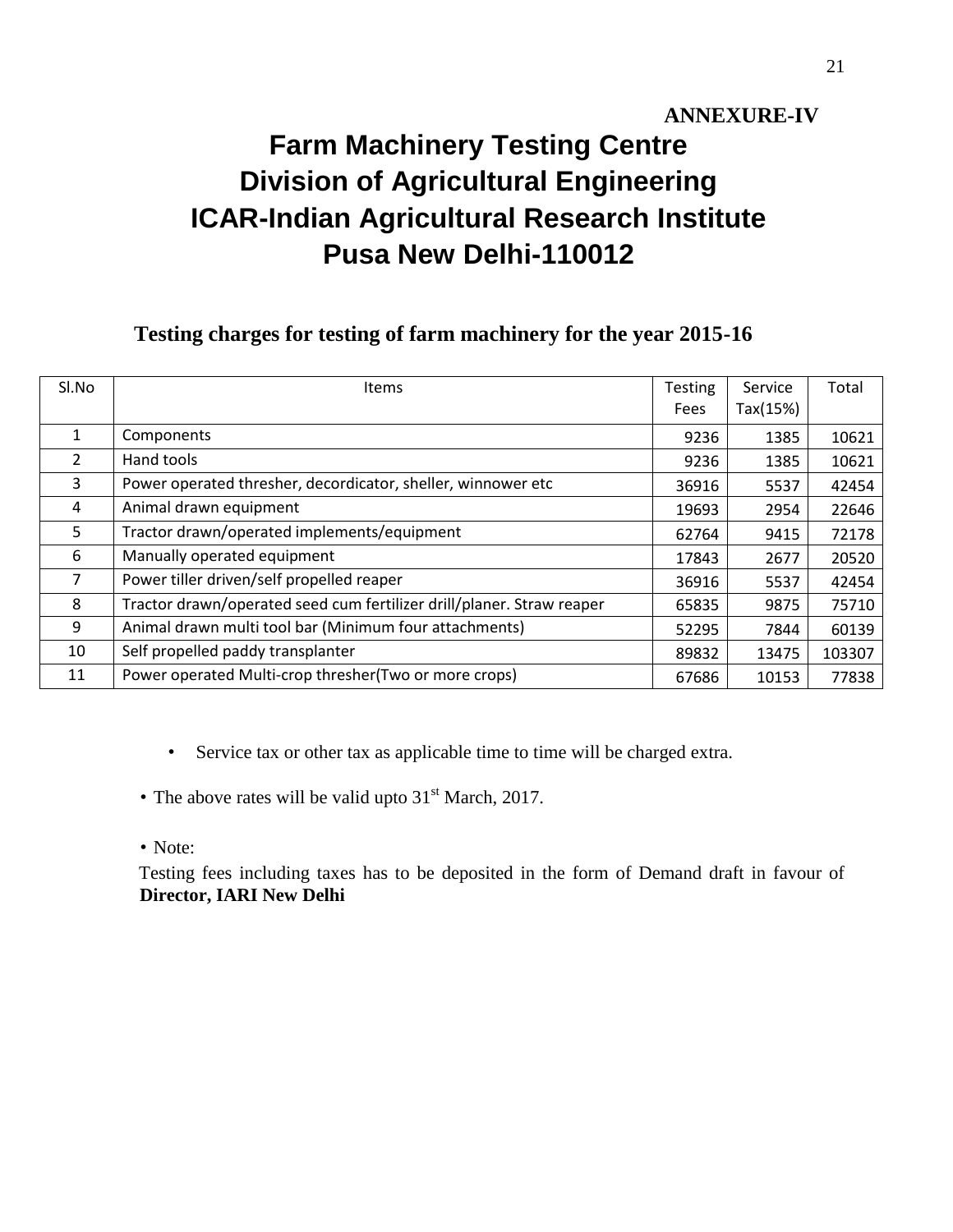**ANNEXURE-IV**

# Farm Machinery Testing Centre
# Division of Agricultural Engineering
# ICAR-Indian Agricultural Research Institute
# Pusa New Delhi-110012

## Testing charges for testing of farm machinery for the year 2015-16

| Sl.No | Items | Testing Fees | Service Tax(15%) | Total |
|---|---|---|---|---|
| 1 | Components | 9236 | 1385 | 10621 |
| 2 | Hand tools | 9236 | 1385 | 10621 |
| 3 | Power operated thresher, decordicator, sheller, winnower etc | 36916 | 5537 | 42454 |
| 4 | Animal drawn equipment | 19693 | 2954 | 22646 |
| 5 | Tractor drawn/operated implements/equipment | 62764 | 9415 | 72178 |
| 6 | Manually operated equipment | 17843 | 2677 | 20520 |
| 7 | Power tiller driven/self propelled reaper | 36916 | 5537 | 42454 |
| 8 | Tractor drawn/operated seed cum fertilizer drill/planer. Straw reaper | 65835 | 9875 | 75710 |
| 9 | Animal drawn multi tool bar (Minimum four attachments) | 52295 | 7844 | 60139 |
| 10 | Self propelled paddy transplanter | 89832 | 13475 | 103307 |
| 11 | Power operated Multi-crop thresher(Two or more crops) | 67686 | 10153 | 77838 |

- Service tax or other tax as applicable time to time will be charged extra.
- The above rates will be valid upto 31st March, 2017.
- Note:

Testing fees including taxes has to be deposited in the form of Demand draft in favour of **Director, IARI New Delhi**